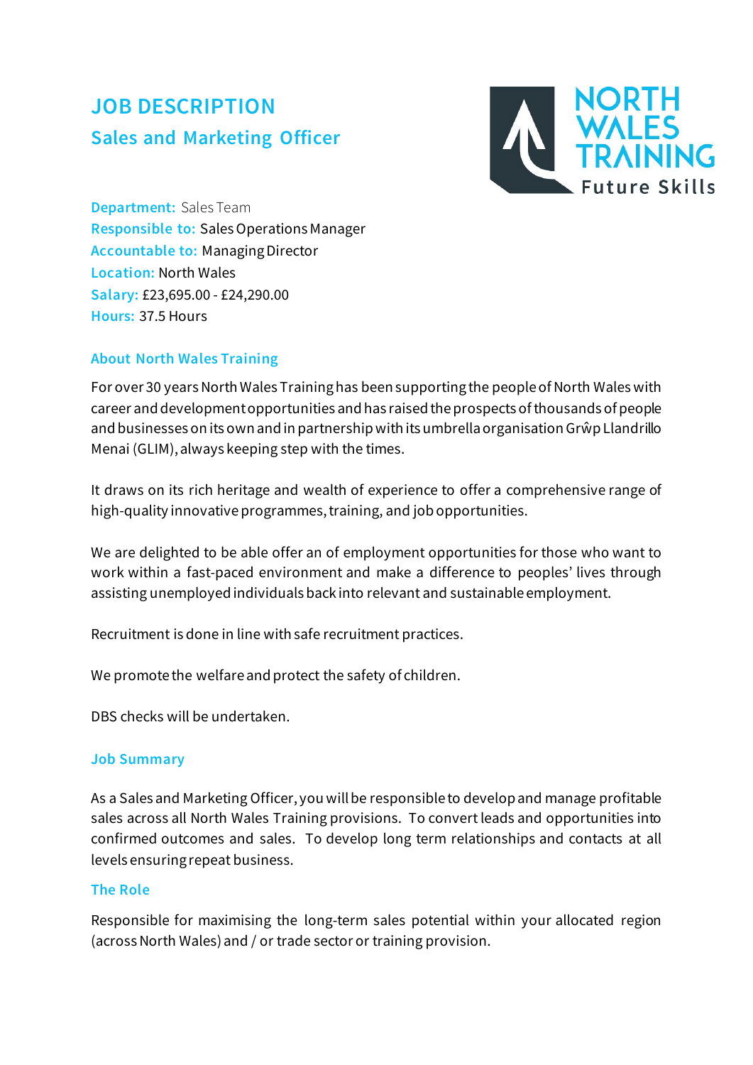# JOB DESCRIPTION

## Sales and Marketing Officer

**Department:** Sales Team
**Responsible to:** Sales Operations Manager
**Accountable to:** Managing Director
**Location:** North Wales
**Salary:** £23,695.00 - £24,290.00
**Hours:** 37.5 Hours

### About North Wales Training

For over 30 years North Wales Training has been supporting the people of North Wales with career and development opportunities and has raised the prospects of thousands of people and businesses on its own and in partnership with its umbrella organisation Grŵp Llandrillo Menai (GLIM), always keeping step with the times.

It draws on its rich heritage and wealth of experience to offer a comprehensive range of high-quality innovative programmes, training, and job opportunities.

We are delighted to be able offer an of employment opportunities for those who want to work within a fast-paced environment and make a difference to peoples' lives through assisting unemployed individuals back into relevant and sustainable employment.

Recruitment is done in line with safe recruitment practices.

We promote the welfare and protect the safety of children.

DBS checks will be undertaken.

### Job Summary

As a Sales and Marketing Officer, you will be responsible to develop and manage profitable sales across all North Wales Training provisions. To convert leads and opportunities into confirmed outcomes and sales. To develop long term relationships and contacts at all levels ensuring repeat business.

### The Role

Responsible for maximising the long-term sales potential within your allocated region (across North Wales) and / or trade sector or training provision.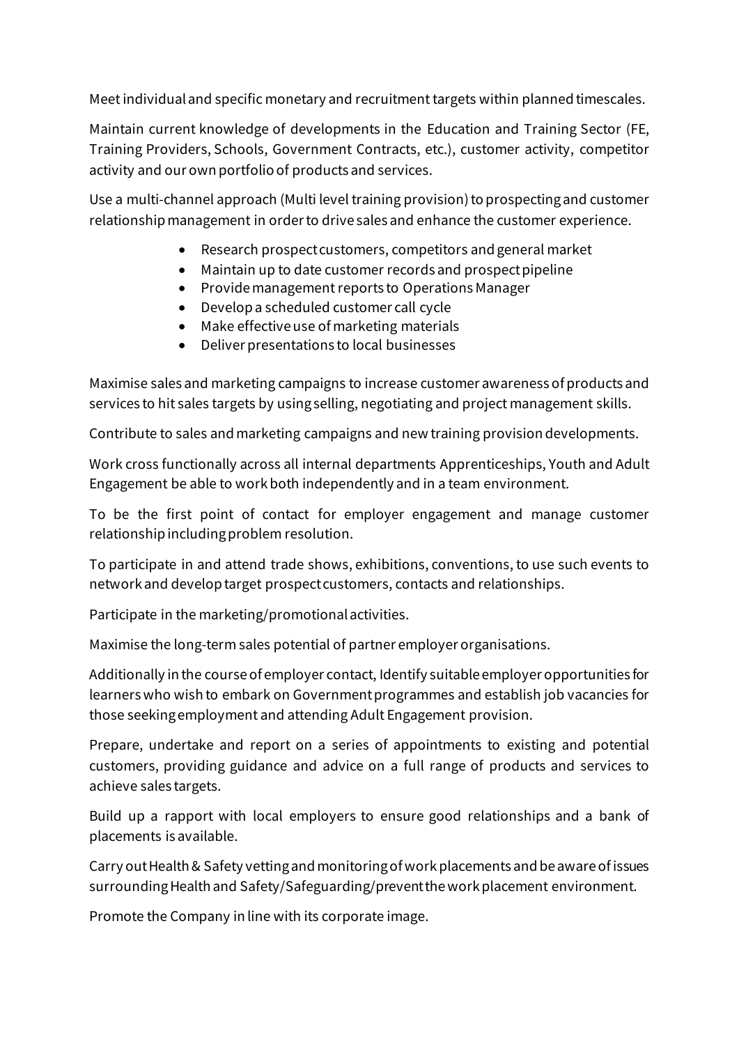Meet individual and specific monetary and recruitment targets within planned timescales.

Maintain current knowledge of developments in the Education and Training Sector (FE, Training Providers, Schools, Government Contracts, etc.), customer activity, competitor activity and our own portfolio of products and services.

Use a multi-channel approach (Multi level training provision) to prospecting and customer relationship management in order to drive sales and enhance the customer experience.

- Research prospect customers, competitors and general market
- Maintain up to date customer records and prospect pipeline
- Provide management reports to Operations Manager
- Develop a scheduled customer call cycle
- Make effective use of marketing materials
- Deliver presentations to local businesses

Maximise sales and marketing campaigns to increase customer awareness of products and services to hit sales targets by using selling, negotiating and project management skills.

Contribute to sales and marketing campaigns and new training provision developments.

Work cross functionally across all internal departments Apprenticeships, Youth and Adult Engagement be able to work both independently and in a team environment.

To be the first point of contact for employer engagement and manage customer relationship including problem resolution.

To participate in and attend trade shows, exhibitions, conventions, to use such events to network and develop target prospect customers, contacts and relationships.

Participate in the marketing/promotional activities.

Maximise the long-term sales potential of partner employer organisations.

Additionally in the course of employer contact, Identify suitable employer opportunities for learners who wish to embark on Government programmes and establish job vacancies for those seeking employment and attending Adult Engagement provision.

Prepare, undertake and report on a series of appointments to existing and potential customers, providing guidance and advice on a full range of products and services to achieve sales targets.

Build up a rapport with local employers to ensure good relationships and a bank of placements is available.

Carry out Health & Safety vetting and monitoring of work placements and be aware of issues surrounding Health and Safety/Safeguarding/prevent the work placement environment.

Promote the Company in line with its corporate image.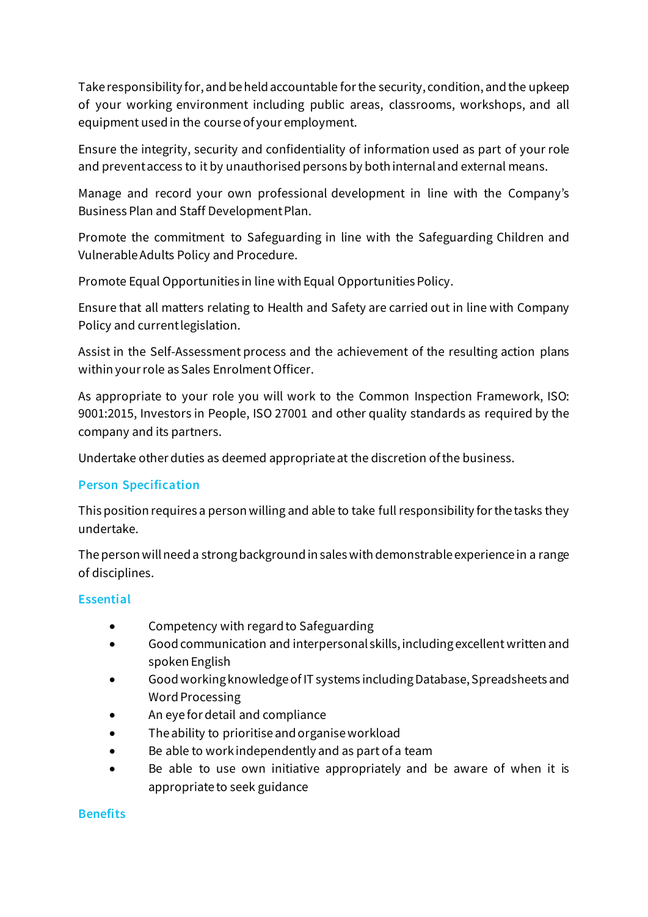Take responsibility for, and be held accountable for the security, condition, and the upkeep of your working environment including public areas, classrooms, workshops, and all equipment used in the course of your employment.

Ensure the integrity, security and confidentiality of information used as part of your role and prevent access to it by unauthorised persons by both internal and external means.

Manage and record your own professional development in line with the Company's Business Plan and Staff Development Plan.

Promote the commitment to Safeguarding in line with the Safeguarding Children and Vulnerable Adults Policy and Procedure.

Promote Equal Opportunities in line with Equal Opportunities Policy.

Ensure that all matters relating to Health and Safety are carried out in line with Company Policy and current legislation.

Assist in the Self-Assessment process and the achievement of the resulting action plans within your role as Sales Enrolment Officer.

As appropriate to your role you will work to the Common Inspection Framework, ISO: 9001:2015, Investors in People, ISO 27001 and other quality standards as required by the company and its partners.

Undertake other duties as deemed appropriate at the discretion of the business.

## Person Specification

This position requires a person willing and able to take full responsibility for the tasks they undertake.

The person will need a strong background in sales with demonstrable experience in a range of disciplines.

### Essential

- Competency with regard to Safeguarding
- Good communication and interpersonal skills, including excellent written and spoken English
- Good working knowledge of IT systems including Database, Spreadsheets and Word Processing
- An eye for detail and compliance
- The ability to prioritise and organise workload
- Be able to work independently and as part of a team
- Be able to use own initiative appropriately and be aware of when it is appropriate to seek guidance

## Benefits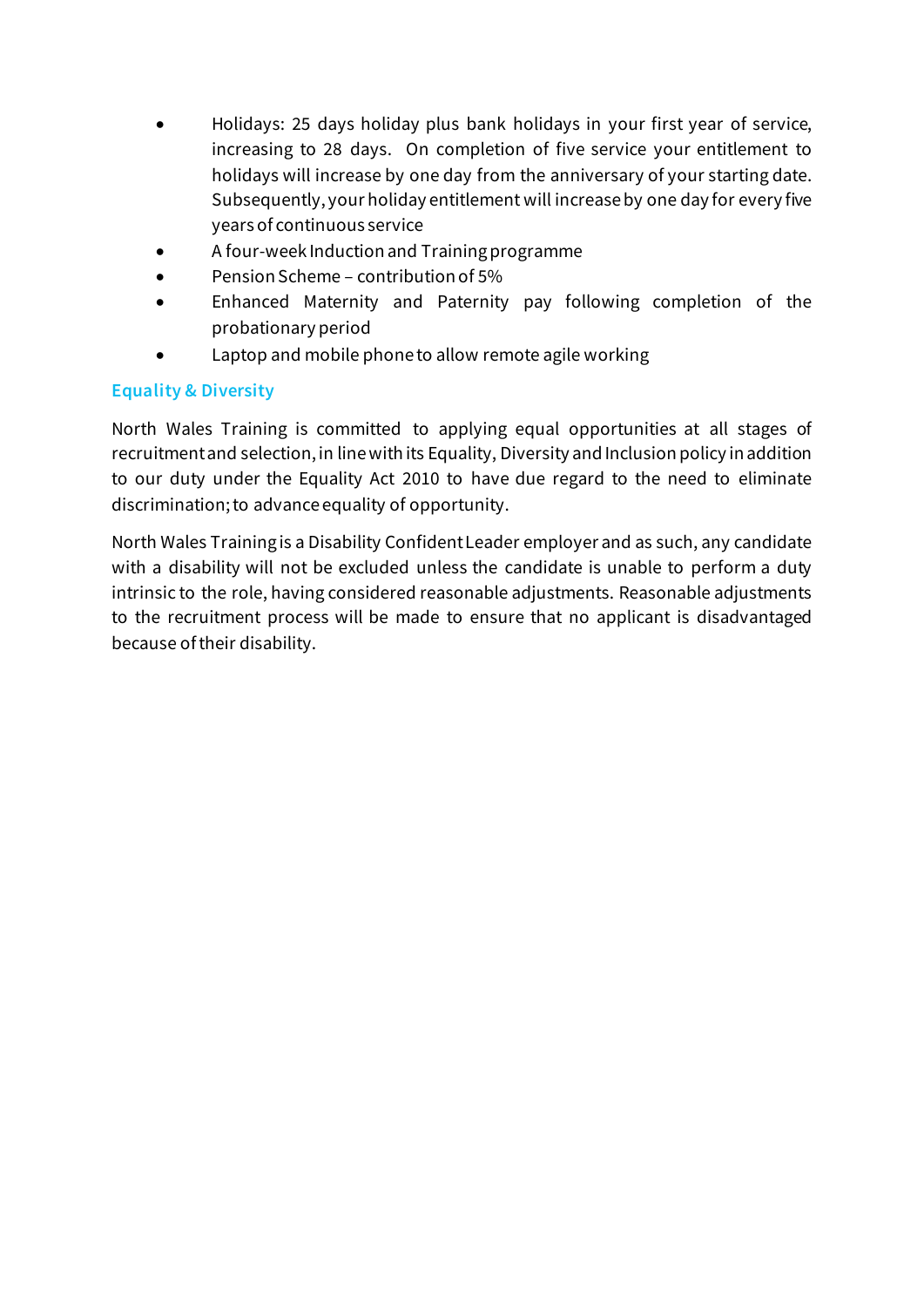- Holidays: 25 days holiday plus bank holidays in your first year of service, increasing to 28 days. On completion of five service your entitlement to holidays will increase by one day from the anniversary of your starting date. Subsequently, your holiday entitlement will increase by one day for every five years of continuous service
- A four-week Induction and Training programme
- Pension Scheme – contribution of 5%
- Enhanced Maternity and Paternity pay following completion of the probationary period
- Laptop and mobile phone to allow remote agile working

## Equality & Diversity

North Wales Training is committed to applying equal opportunities at all stages of recruitment and selection, in line with its Equality, Diversity and Inclusion policy in addition to our duty under the Equality Act 2010 to have due regard to the need to eliminate discrimination; to advance equality of opportunity.

North Wales Training is a Disability Confident Leader employer and as such, any candidate with a disability will not be excluded unless the candidate is unable to perform a duty intrinsic to the role, having considered reasonable adjustments. Reasonable adjustments to the recruitment process will be made to ensure that no applicant is disadvantaged because of their disability.